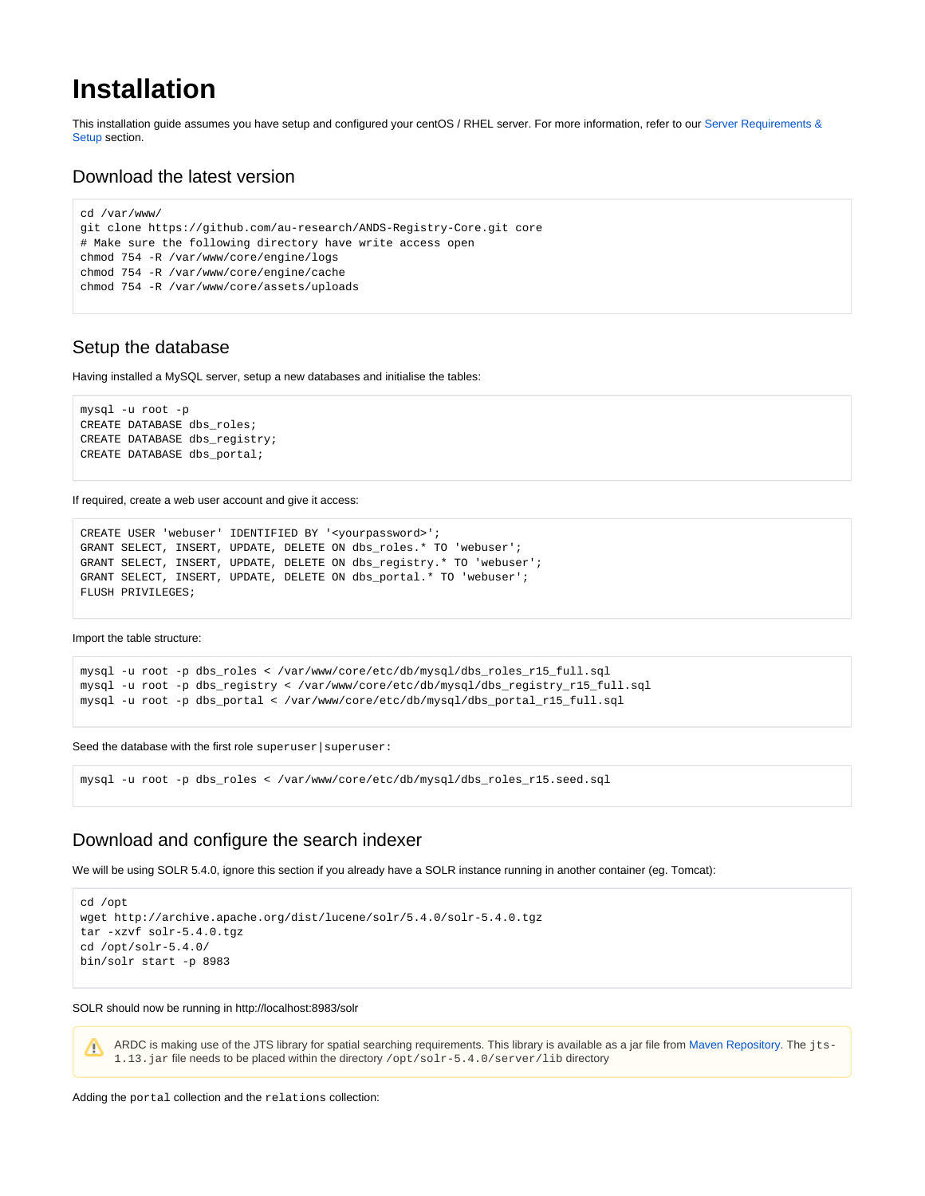# Installation

This installation guide assumes you have setup and configured your centOS / RHEL server. For more information, refer to our Server Requirements & Setup section.

## Download the latest version

```
cd /var/www/
git clone https://github.com/au-research/ANDS-Registry-Core.git core
# Make sure the following directory have write access open
chmod 754 -R /var/www/core/engine/logs
chmod 754 -R /var/www/core/engine/cache
chmod 754 -R /var/www/core/assets/uploads
```

## Setup the database

Having installed a MySQL server, setup a new databases and initialise the tables:

```
mysql -u root -p
CREATE DATABASE dbs_roles;
CREATE DATABASE dbs_registry;
CREATE DATABASE dbs_portal;
```

If required, create a web user account and give it access:

```
CREATE USER 'webuser' IDENTIFIED BY '<yourpassword>';
GRANT SELECT, INSERT, UPDATE, DELETE ON dbs_roles.* TO 'webuser';
GRANT SELECT, INSERT, UPDATE, DELETE ON dbs_registry.* TO 'webuser';
GRANT SELECT, INSERT, UPDATE, DELETE ON dbs_portal.* TO 'webuser';
FLUSH PRIVILEGES;
```

Import the table structure:

```
mysql -u root -p dbs_roles < /var/www/core/etc/db/mysql/dbs_roles_r15_full.sql
mysql -u root -p dbs_registry < /var/www/core/etc/db/mysql/dbs_registry_r15_full.sql
mysql -u root -p dbs_portal < /var/www/core/etc/db/mysql/dbs_portal_r15_full.sql
```

Seed the database with the first role `superuser|superuser`:

```
mysql -u root -p dbs_roles < /var/www/core/etc/db/mysql/dbs_roles_r15.seed.sql
```

## Download and configure the search indexer

We will be using SOLR 5.4.0, ignore this section if you already have a SOLR instance running in another container (eg. Tomcat):

```
cd /opt
wget http://archive.apache.org/dist/lucene/solr/5.4.0/solr-5.4.0.tgz
tar -xzvf solr-5.4.0.tgz
cd /opt/solr-5.4.0/
bin/solr start -p 8983
```

SOLR should now be running in http://localhost:8983/solr

> ARDC is making use of the JTS library for spatial searching requirements. This library is available as a jar file from Maven Repository. The `jts-1.13.jar` file needs to be placed within the directory `/opt/solr-5.4.0/server/lib` directory

Adding the `portal` collection and the `relations` collection: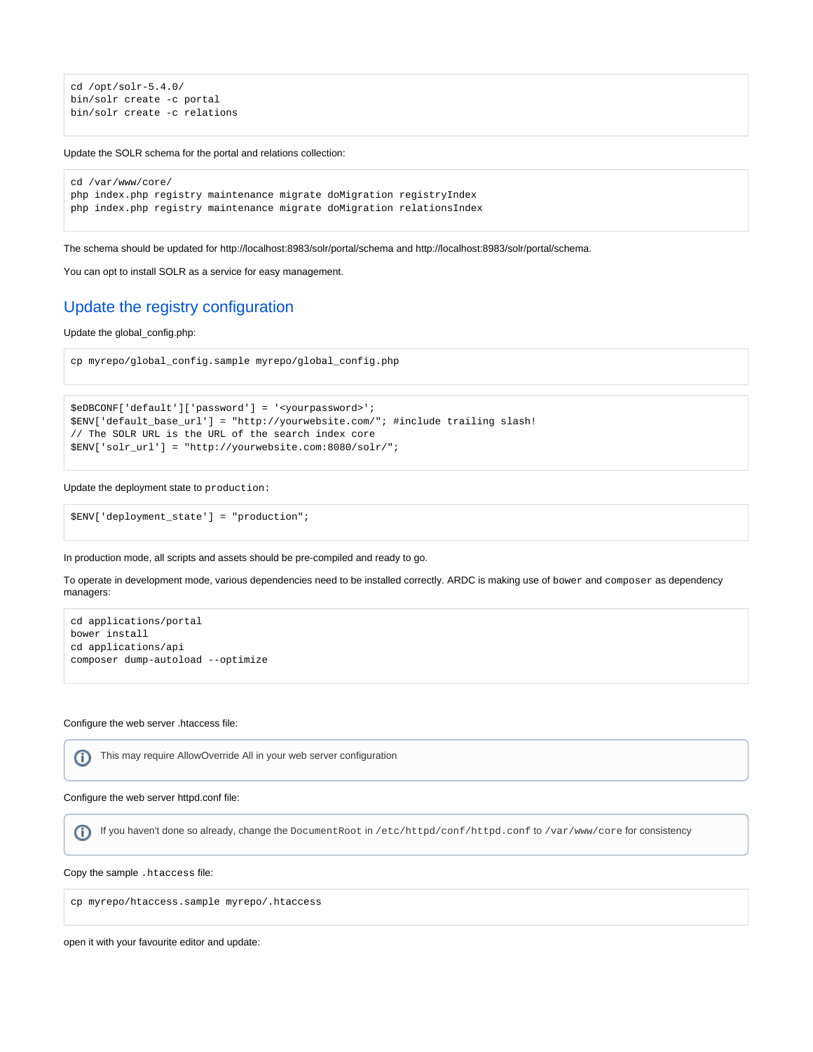```
cd /opt/solr-5.4.0/
bin/solr create -c portal
bin/solr create -c relations
```

Update the SOLR schema for the portal and relations collection:

```
cd /var/www/core/
php index.php registry maintenance migrate doMigration registryIndex
php index.php registry maintenance migrate doMigration relationsIndex
```

The schema should be updated for http://localhost:8983/solr/portal/schema and http://localhost:8983/solr/portal/schema.

You can opt to install SOLR as a service for easy management.

## Update the registry configuration

Update the global_config.php:

```
cp myrepo/global_config.sample myrepo/global_config.php
```

```
$eDBCONF['default']['password'] = '<yourpassword>';
$ENV['default_base_url'] = "http://yourwebsite.com/"; #include trailing slash!
// The SOLR URL is the URL of the search index core
$ENV['solr_url'] = "http://yourwebsite.com:8080/solr/";
```

Update the deployment state to `production`:

```
$ENV['deployment_state'] = "production";
```

In production mode, all scripts and assets should be pre-compiled and ready to go.

To operate in development mode, various dependencies need to be installed correctly. ARDC is making use of `bower` and `composer` as dependency managers:

```
cd applications/portal
bower install
cd applications/api
composer dump-autoload --optimize
```

Configure the web server .htaccess file:

> ⓘ This may require AllowOverride All in your web server configuration

Configure the web server httpd.conf file:

> ⓘ If you haven't done so already, change the `DocumentRoot` in `/etc/httpd/conf/httpd.conf` to `/var/www/core` for consistency

Copy the sample `.htaccess` file:

```
cp myrepo/htaccess.sample myrepo/.htaccess
```

open it with your favourite editor and update: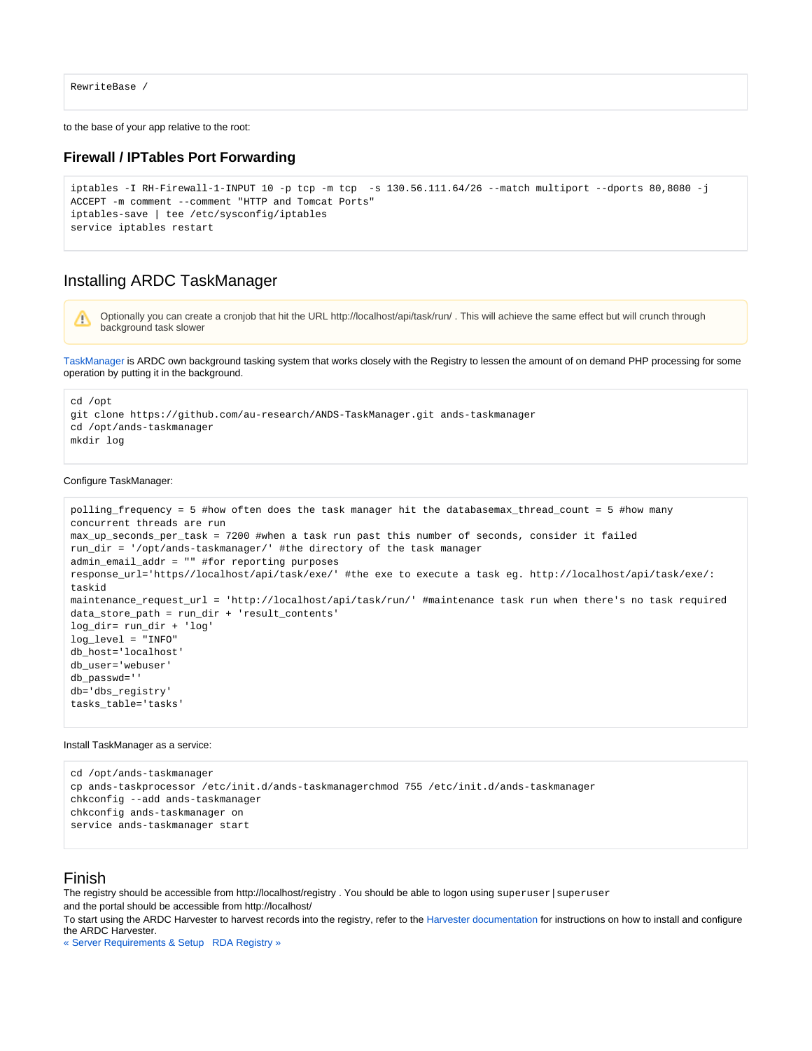```
RewriteBase /
```

to the base of your app relative to the root:

### Firewall / IPTables Port Forwarding

```
iptables -I RH-Firewall-1-INPUT 10 -p tcp -m tcp  -s 130.56.111.64/26 --match multiport --dports 80,8080 -j
ACCEPT -m comment --comment "HTTP and Tomcat Ports"
iptables-save | tee /etc/sysconfig/iptables
service iptables restart
```

## Installing ARDC TaskManager

> Optionally you can create a cronjob that hit the URL http://localhost/api/task/run/ . This will achieve the same effect but will crunch through background task slower

TaskManager is ARDC own background tasking system that works closely with the Registry to lessen the amount of on demand PHP processing for some operation by putting it in the background.

```
cd /opt
git clone https://github.com/au-research/ANDS-TaskManager.git ands-taskmanager
cd /opt/ands-taskmanager
mkdir log
```

Configure TaskManager:

```
polling_frequency = 5 #how often does the task manager hit the databasemax_thread_count = 5 #how many
concurrent threads are run
max_up_seconds_per_task = 7200 #when a task run past this number of seconds, consider it failed
run_dir = '/opt/ands-taskmanager/' #the directory of the task manager
admin_email_addr = "" #for reporting purposes
response_url='https//localhost/api/task/exe/' #the exe to execute a task eg. http://localhost/api/task/exe/:
taskid
maintenance_request_url = 'http://localhost/api/task/run/' #maintenance task run when there's no task required
data_store_path = run_dir + 'result_contents'
log_dir= run_dir + 'log'
log_level = "INFO"
db_host='localhost'
db_user='webuser'
db_passwd=''
db='dbs_registry'
tasks_table='tasks'
```

Install TaskManager as a service:

```
cd /opt/ands-taskmanager
cp ands-taskprocessor /etc/init.d/ands-taskmanagerchmod 755 /etc/init.d/ands-taskmanager
chkconfig --add ands-taskmanager
chkconfig ands-taskmanager on
service ands-taskmanager start
```

## Finish

The registry should be accessible from http://localhost/registry . You should be able to logon using `superuser|superuser`
and the portal should be accessible from http://localhost/
To start using the ARDC Harvester to harvest records into the registry, refer to the Harvester documentation for instructions on how to install and configure the ARDC Harvester.
« Server Requirements & Setup   RDA Registry »